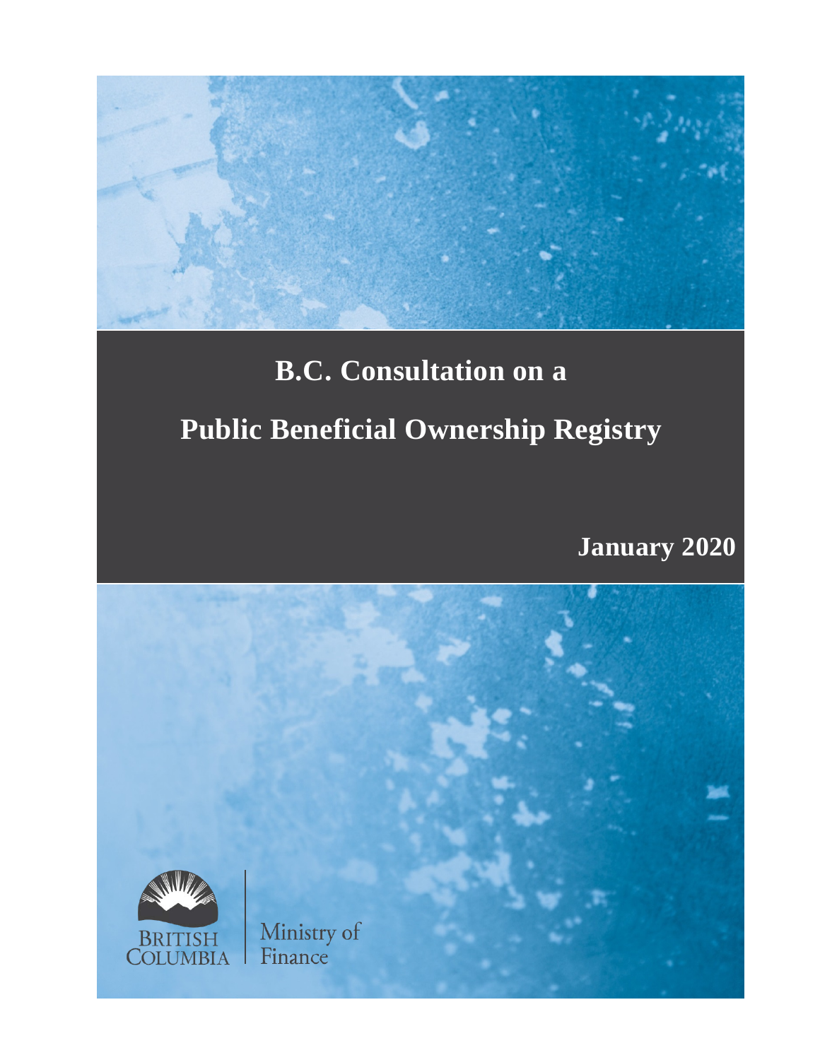# B.C. Consultation on a

# Public Beneficial Ownership Registry

**January 2020**

BRITISH COLUMBIA | Ministry of Finance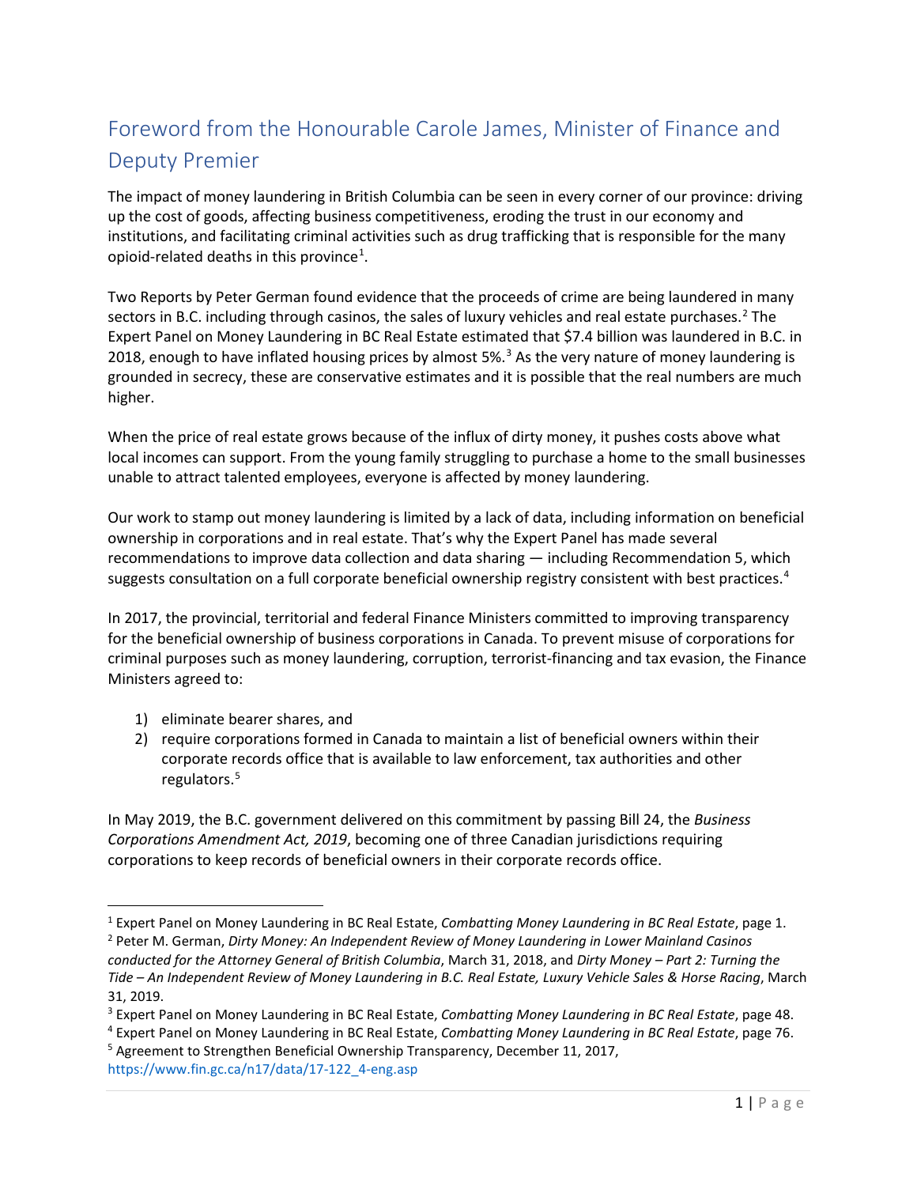## Foreword from the Honourable Carole James, Minister of Finance and Deputy Premier

The impact of money laundering in British Columbia can be seen in every corner of our province: driving up the cost of goods, affecting business competitiveness, eroding the trust in our economy and institutions, and facilitating criminal activities such as drug trafficking that is responsible for the many opioid-related deaths in this province[1].

Two Reports by Peter German found evidence that the proceeds of crime are being laundered in many sectors in B.C. including through casinos, the sales of luxury vehicles and real estate purchases.[2] The Expert Panel on Money Laundering in BC Real Estate estimated that $7.4 billion was laundered in B.C. in 2018, enough to have inflated housing prices by almost 5%.[3] As the very nature of money laundering is grounded in secrecy, these are conservative estimates and it is possible that the real numbers are much higher.

When the price of real estate grows because of the influx of dirty money, it pushes costs above what local incomes can support. From the young family struggling to purchase a home to the small businesses unable to attract talented employees, everyone is affected by money laundering.

Our work to stamp out money laundering is limited by a lack of data, including information on beneficial ownership in corporations and in real estate. That's why the Expert Panel has made several recommendations to improve data collection and data sharing — including Recommendation 5, which suggests consultation on a full corporate beneficial ownership registry consistent with best practices.[4]

In 2017, the provincial, territorial and federal Finance Ministers committed to improving transparency for the beneficial ownership of business corporations in Canada. To prevent misuse of corporations for criminal purposes such as money laundering, corruption, terrorist-financing and tax evasion, the Finance Ministers agreed to:

1) eliminate bearer shares, and
2) require corporations formed in Canada to maintain a list of beneficial owners within their corporate records office that is available to law enforcement, tax authorities and other regulators.[5]

In May 2019, the B.C. government delivered on this commitment by passing Bill 24, the *Business Corporations Amendment Act, 2019*, becoming one of three Canadian jurisdictions requiring corporations to keep records of beneficial owners in their corporate records office.

---

[1] Expert Panel on Money Laundering in BC Real Estate, *Combatting Money Laundering in BC Real Estate*, page 1.

[2] Peter M. German, *Dirty Money: An Independent Review of Money Laundering in Lower Mainland Casinos conducted for the Attorney General of British Columbia*, March 31, 2018, and *Dirty Money – Part 2: Turning the Tide – An Independent Review of Money Laundering in B.C. Real Estate, Luxury Vehicle Sales & Horse Racing*, March 31, 2019.

[3] Expert Panel on Money Laundering in BC Real Estate, *Combatting Money Laundering in BC Real Estate*, page 48.

[4] Expert Panel on Money Laundering in BC Real Estate, *Combatting Money Laundering in BC Real Estate*, page 76.

[5] Agreement to Strengthen Beneficial Ownership Transparency, December 11, 2017, https://www.fin.gc.ca/n17/data/17-122_4-eng.asp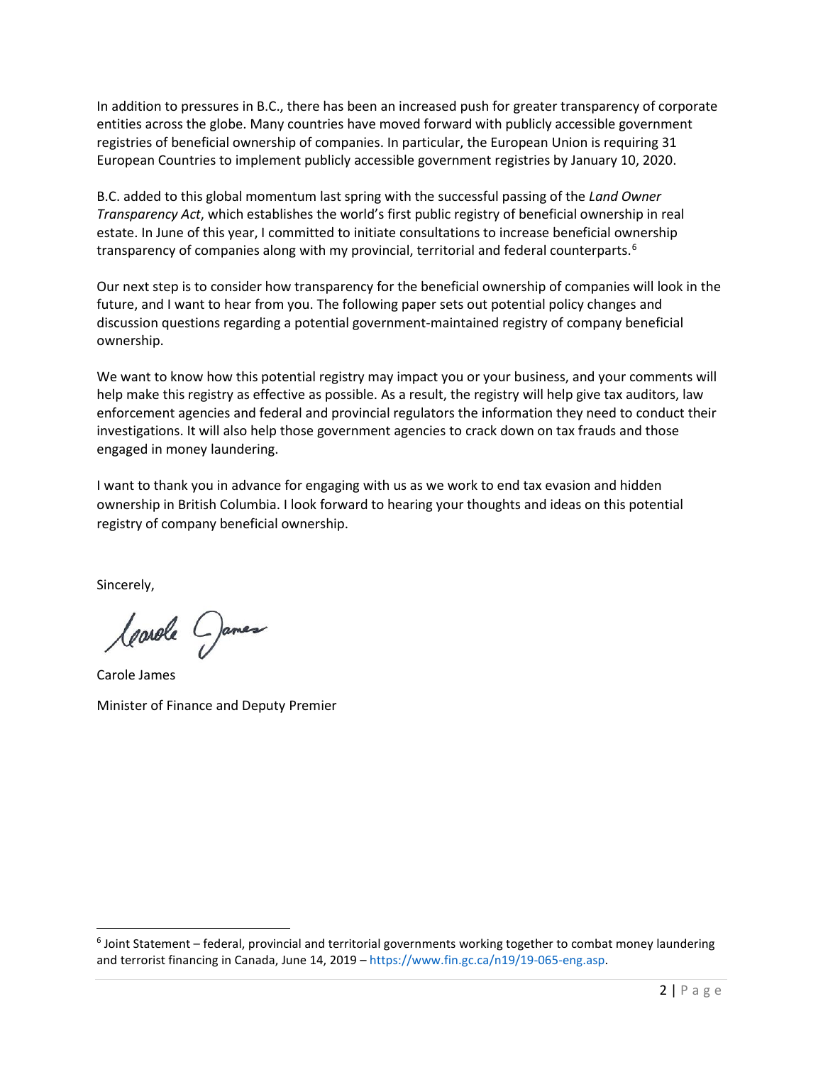In addition to pressures in B.C., there has been an increased push for greater transparency of corporate entities across the globe. Many countries have moved forward with publicly accessible government registries of beneficial ownership of companies. In particular, the European Union is requiring 31 European Countries to implement publicly accessible government registries by January 10, 2020.

B.C. added to this global momentum last spring with the successful passing of the *Land Owner Transparency Act*, which establishes the world's first public registry of beneficial ownership in real estate. In June of this year, I committed to initiate consultations to increase beneficial ownership transparency of companies along with my provincial, territorial and federal counterparts.[6]

Our next step is to consider how transparency for the beneficial ownership of companies will look in the future, and I want to hear from you. The following paper sets out potential policy changes and discussion questions regarding a potential government-maintained registry of company beneficial ownership.

We want to know how this potential registry may impact you or your business, and your comments will help make this registry as effective as possible. As a result, the registry will help give tax auditors, law enforcement agencies and federal and provincial regulators the information they need to conduct their investigations. It will also help those government agencies to crack down on tax frauds and those engaged in money laundering.

I want to thank you in advance for engaging with us as we work to end tax evasion and hidden ownership in British Columbia. I look forward to hearing your thoughts and ideas on this potential registry of company beneficial ownership.

Sincerely,

Carole James

Minister of Finance and Deputy Premier

[6] Joint Statement – federal, provincial and territorial governments working together to combat money laundering and terrorist financing in Canada, June 14, 2019 – https://www.fin.gc.ca/n19/19-065-eng.asp.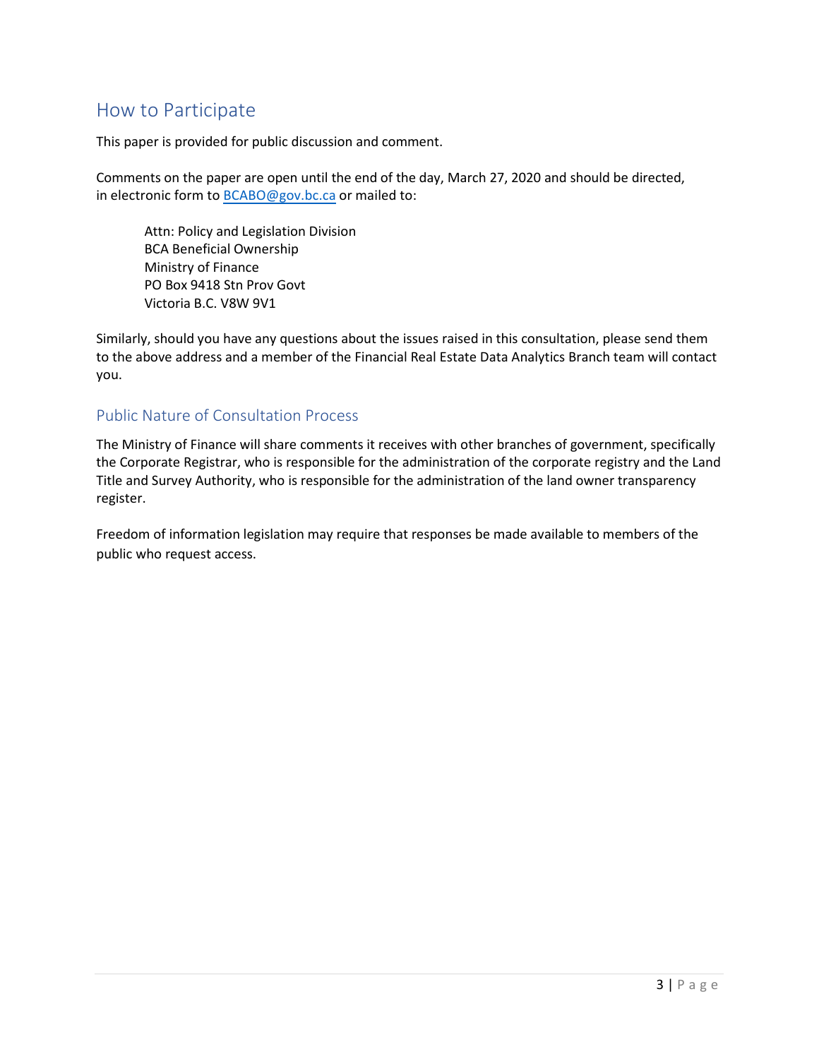## How to Participate

This paper is provided for public discussion and comment.

Comments on the paper are open until the end of the day, March 27, 2020 and should be directed, in electronic form to BCABO@gov.bc.ca or mailed to:

> Attn: Policy and Legislation Division
> BCA Beneficial Ownership
> Ministry of Finance
> PO Box 9418 Stn Prov Govt
> Victoria B.C. V8W 9V1

Similarly, should you have any questions about the issues raised in this consultation, please send them to the above address and a member of the Financial Real Estate Data Analytics Branch team will contact you.

### Public Nature of Consultation Process

The Ministry of Finance will share comments it receives with other branches of government, specifically the Corporate Registrar, who is responsible for the administration of the corporate registry and the Land Title and Survey Authority, who is responsible for the administration of the land owner transparency register.

Freedom of information legislation may require that responses be made available to members of the public who request access.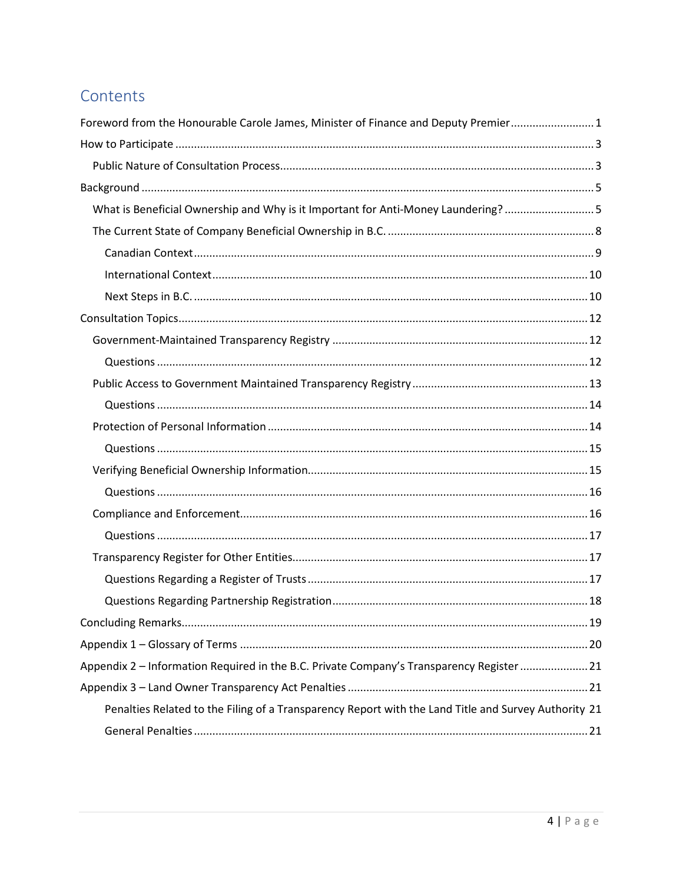# Contents

Foreword from the Honourable Carole James, Minister of Finance and Deputy Premier ........................... 1

How to Participate ........................................................................................................................ 3

- Public Nature of Consultation Process ..................................................................................... 3

Background ................................................................................................................................... 5

- What is Beneficial Ownership and Why is it Important for Anti-Money Laundering? ............................ 5
- The Current State of Company Beneficial Ownership in B.C. ................................................................... 8
  - Canadian Context ................................................................................................................... 9
  - International Context ............................................................................................................ 10
  - Next Steps in B.C. ................................................................................................................. 10

Consultation Topics .................................................................................................................... 12

- Government-Maintained Transparency Registry ................................................................................... 12
  - Questions ............................................................................................................................ 12
- Public Access to Government Maintained Transparency Registry .......................................................... 13
  - Questions ............................................................................................................................ 14
- Protection of Personal Information ........................................................................................................ 14
  - Questions ............................................................................................................................ 15
- Verifying Beneficial Ownership Information .......................................................................................... 15
  - Questions ............................................................................................................................ 16
- Compliance and Enforcement ................................................................................................................. 16
  - Questions ............................................................................................................................ 17
- Transparency Register for Other Entities ................................................................................................ 17
  - Questions Regarding a Register of Trusts ............................................................................ 17
  - Questions Regarding Partnership Registration ...................................................................... 18

Concluding Remarks ................................................................................................................... 19

Appendix 1 – Glossary of Terms ................................................................................................. 20

Appendix 2 – Information Required in the B.C. Private Company's Transparency Register ...................... 21

Appendix 3 – Land Owner Transparency Act Penalties .............................................................. 21

- Penalties Related to the Filing of a Transparency Report with the Land Title and Survey Authority 21
- General Penalties ................................................................................................................... 21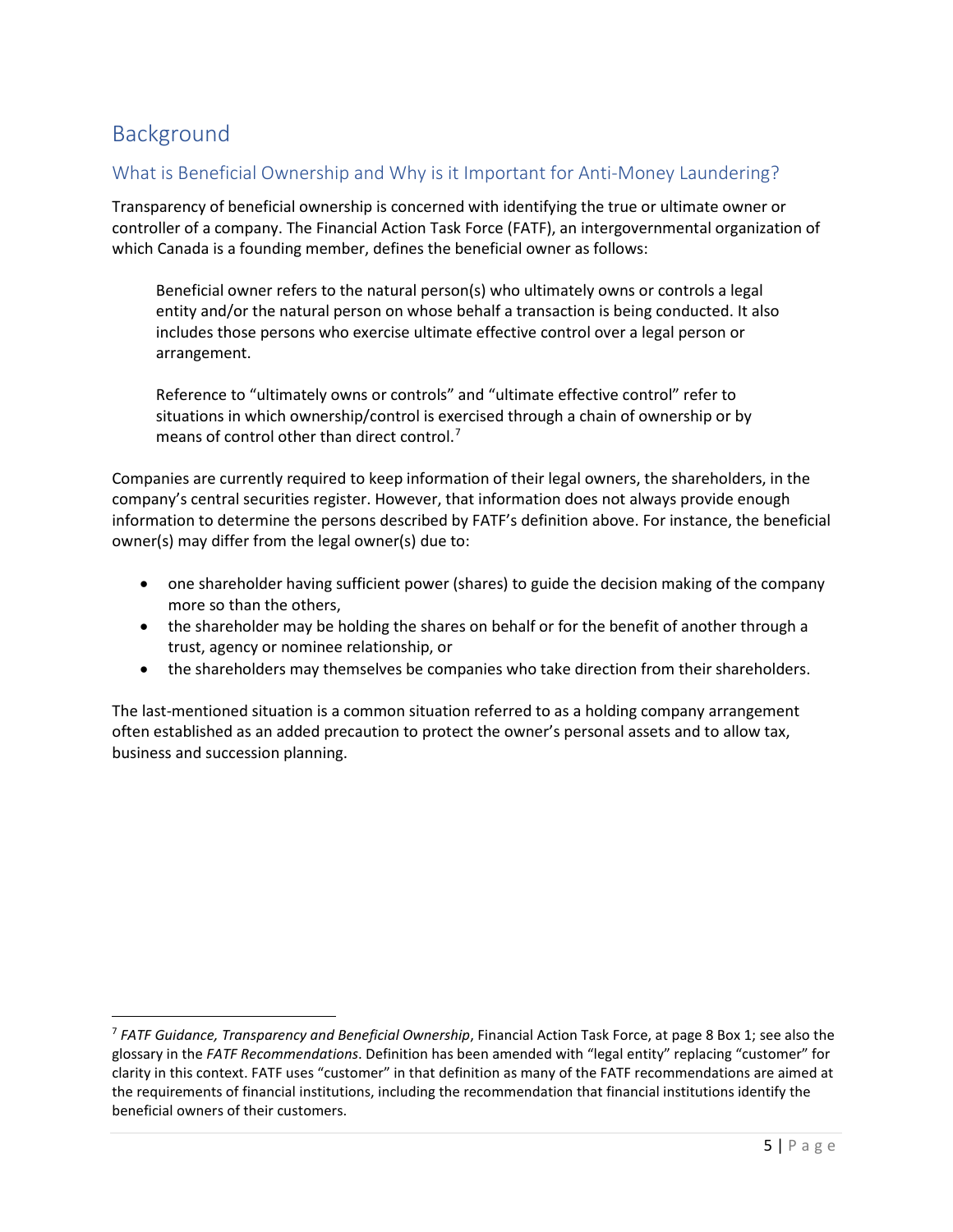# Background

## What is Beneficial Ownership and Why is it Important for Anti-Money Laundering?

Transparency of beneficial ownership is concerned with identifying the true or ultimate owner or controller of a company. The Financial Action Task Force (FATF), an intergovernmental organization of which Canada is a founding member, defines the beneficial owner as follows:

> Beneficial owner refers to the natural person(s) who ultimately owns or controls a legal entity and/or the natural person on whose behalf a transaction is being conducted. It also includes those persons who exercise ultimate effective control over a legal person or arrangement.
>
> Reference to "ultimately owns or controls" and "ultimate effective control" refer to situations in which ownership/control is exercised through a chain of ownership or by means of control other than direct control.[7]

Companies are currently required to keep information of their legal owners, the shareholders, in the company's central securities register. However, that information does not always provide enough information to determine the persons described by FATF's definition above. For instance, the beneficial owner(s) may differ from the legal owner(s) due to:

- one shareholder having sufficient power (shares) to guide the decision making of the company more so than the others,
- the shareholder may be holding the shares on behalf or for the benefit of another through a trust, agency or nominee relationship, or
- the shareholders may themselves be companies who take direction from their shareholders.

The last-mentioned situation is a common situation referred to as a holding company arrangement often established as an added precaution to protect the owner's personal assets and to allow tax, business and succession planning.

---

[7] *FATF Guidance, Transparency and Beneficial Ownership*, Financial Action Task Force, at page 8 Box 1; see also the glossary in the *FATF Recommendations*. Definition has been amended with "legal entity" replacing "customer" for clarity in this context. FATF uses "customer" in that definition as many of the FATF recommendations are aimed at the requirements of financial institutions, including the recommendation that financial institutions identify the beneficial owners of their customers.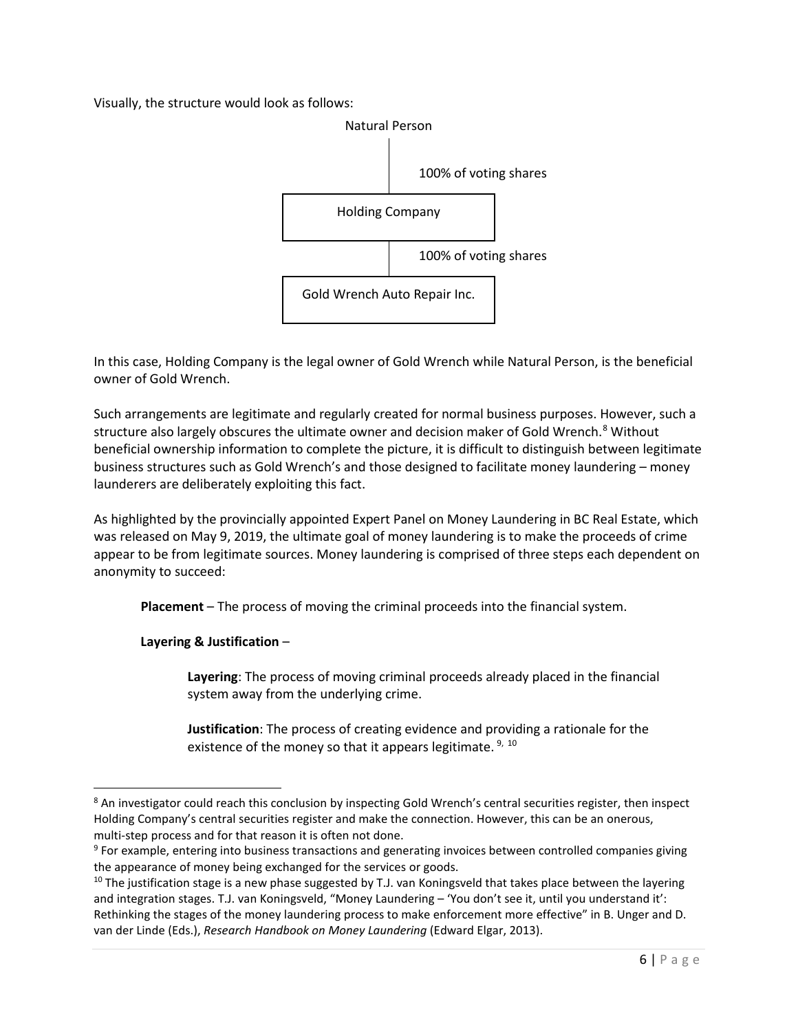Visually, the structure would look as follows:

Natural Person

100% of voting shares

Holding Company

100% of voting shares

Gold Wrench Auto Repair Inc.

In this case, Holding Company is the legal owner of Gold Wrench while Natural Person, is the beneficial owner of Gold Wrench.

Such arrangements are legitimate and regularly created for normal business purposes. However, such a structure also largely obscures the ultimate owner and decision maker of Gold Wrench.[8] Without beneficial ownership information to complete the picture, it is difficult to distinguish between legitimate business structures such as Gold Wrench's and those designed to facilitate money laundering – money launderers are deliberately exploiting this fact.

As highlighted by the provincially appointed Expert Panel on Money Laundering in BC Real Estate, which was released on May 9, 2019, the ultimate goal of money laundering is to make the proceeds of crime appear to be from legitimate sources. Money laundering is comprised of three steps each dependent on anonymity to succeed:

**Placement** – The process of moving the criminal proceeds into the financial system.

**Layering & Justification** –

> **Layering**: The process of moving criminal proceeds already placed in the financial system away from the underlying crime.
>
> **Justification**: The process of creating evidence and providing a rationale for the existence of the money so that it appears legitimate.[9, 10]

---

[8] An investigator could reach this conclusion by inspecting Gold Wrench's central securities register, then inspect Holding Company's central securities register and make the connection. However, this can be an onerous, multi-step process and for that reason it is often not done.

[9] For example, entering into business transactions and generating invoices between controlled companies giving the appearance of money being exchanged for the services or goods.

[10] The justification stage is a new phase suggested by T.J. van Koningsveld that takes place between the layering and integration stages. T.J. van Koningsveld, "Money Laundering – 'You don't see it, until you understand it': Rethinking the stages of the money laundering process to make enforcement more effective" in B. Unger and D. van der Linde (Eds.), *Research Handbook on Money Laundering* (Edward Elgar, 2013).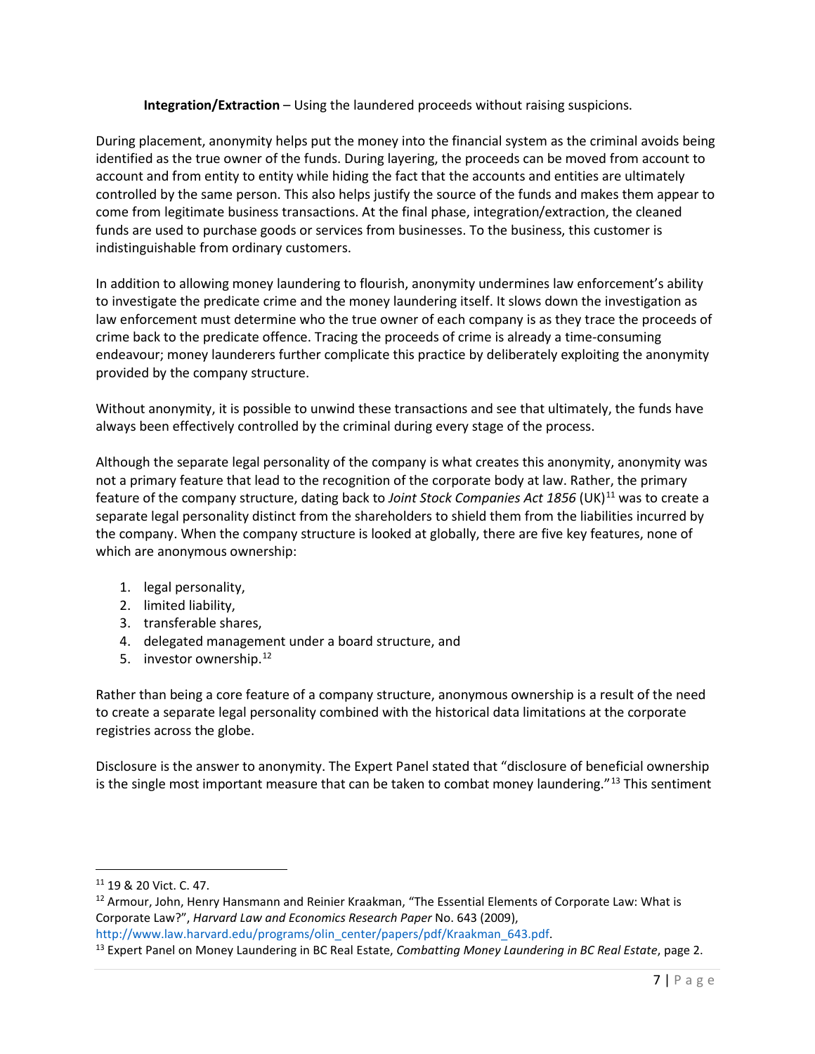**Integration/Extraction** – Using the laundered proceeds without raising suspicions.

During placement, anonymity helps put the money into the financial system as the criminal avoids being identified as the true owner of the funds. During layering, the proceeds can be moved from account to account and from entity to entity while hiding the fact that the accounts and entities are ultimately controlled by the same person. This also helps justify the source of the funds and makes them appear to come from legitimate business transactions. At the final phase, integration/extraction, the cleaned funds are used to purchase goods or services from businesses. To the business, this customer is indistinguishable from ordinary customers.

In addition to allowing money laundering to flourish, anonymity undermines law enforcement's ability to investigate the predicate crime and the money laundering itself. It slows down the investigation as law enforcement must determine who the true owner of each company is as they trace the proceeds of crime back to the predicate offence. Tracing the proceeds of crime is already a time-consuming endeavour; money launderers further complicate this practice by deliberately exploiting the anonymity provided by the company structure.

Without anonymity, it is possible to unwind these transactions and see that ultimately, the funds have always been effectively controlled by the criminal during every stage of the process.

Although the separate legal personality of the company is what creates this anonymity, anonymity was not a primary feature that lead to the recognition of the corporate body at law. Rather, the primary feature of the company structure, dating back to *Joint Stock Companies Act 1856* (UK)[11] was to create a separate legal personality distinct from the shareholders to shield them from the liabilities incurred by the company. When the company structure is looked at globally, there are five key features, none of which are anonymous ownership:

1. legal personality,
2. limited liability,
3. transferable shares,
4. delegated management under a board structure, and
5. investor ownership.[12]

Rather than being a core feature of a company structure, anonymous ownership is a result of the need to create a separate legal personality combined with the historical data limitations at the corporate registries across the globe.

Disclosure is the answer to anonymity. The Expert Panel stated that "disclosure of beneficial ownership is the single most important measure that can be taken to combat money laundering."[13] This sentiment

---

[11] 19 & 20 Vict. C. 47.

[12] Armour, John, Henry Hansmann and Reinier Kraakman, "The Essential Elements of Corporate Law: What is Corporate Law?", *Harvard Law and Economics Research Paper* No. 643 (2009), http://www.law.harvard.edu/programs/olin_center/papers/pdf/Kraakman_643.pdf.

[13] Expert Panel on Money Laundering in BC Real Estate, *Combatting Money Laundering in BC Real Estate*, page 2.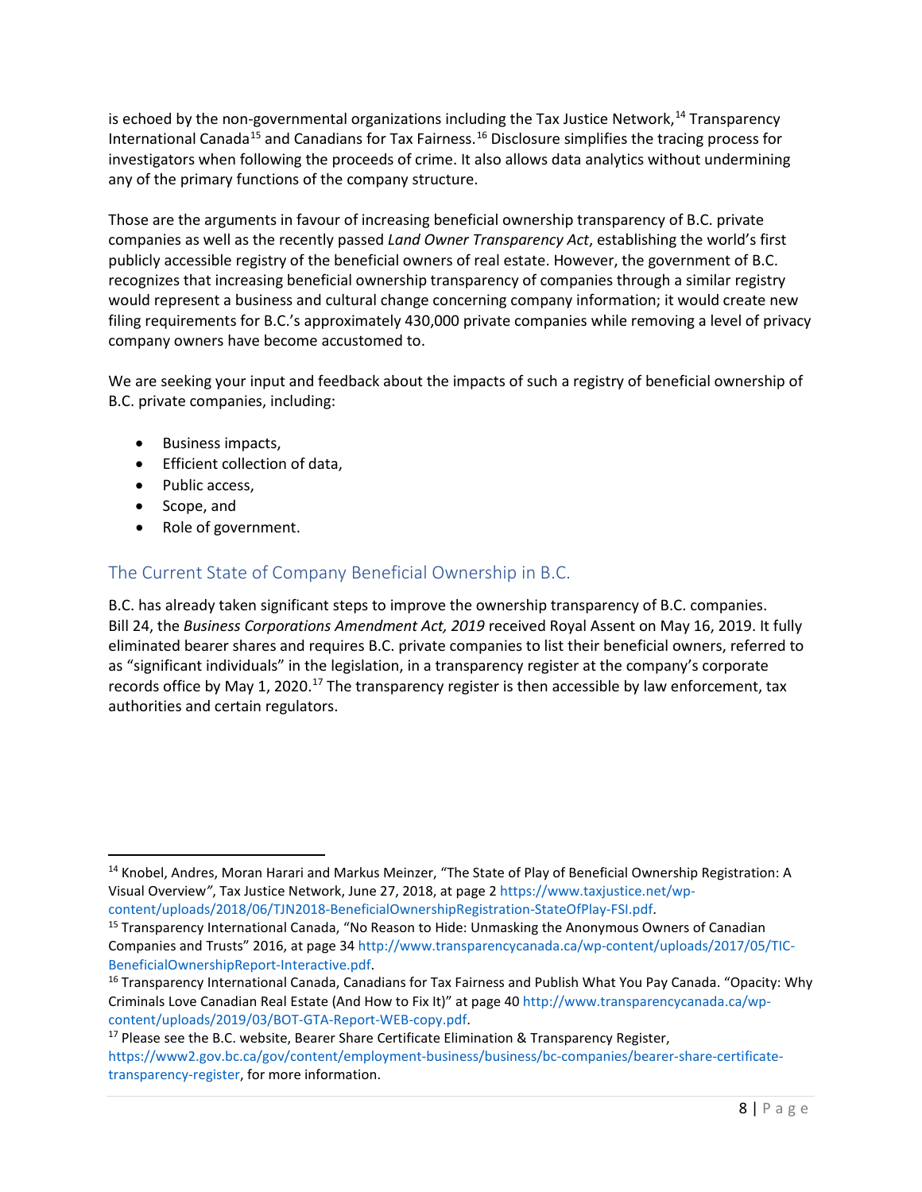is echoed by the non-governmental organizations including the Tax Justice Network,[14] Transparency International Canada[15] and Canadians for Tax Fairness.[16] Disclosure simplifies the tracing process for investigators when following the proceeds of crime. It also allows data analytics without undermining any of the primary functions of the company structure.

Those are the arguments in favour of increasing beneficial ownership transparency of B.C. private companies as well as the recently passed *Land Owner Transparency Act*, establishing the world's first publicly accessible registry of the beneficial owners of real estate. However, the government of B.C. recognizes that increasing beneficial ownership transparency of companies through a similar registry would represent a business and cultural change concerning company information; it would create new filing requirements for B.C.'s approximately 430,000 private companies while removing a level of privacy company owners have become accustomed to.

We are seeking your input and feedback about the impacts of such a registry of beneficial ownership of B.C. private companies, including:

- Business impacts,
- Efficient collection of data,
- Public access,
- Scope, and
- Role of government.

## The Current State of Company Beneficial Ownership in B.C.

B.C. has already taken significant steps to improve the ownership transparency of B.C. companies. Bill 24, the *Business Corporations Amendment Act, 2019* received Royal Assent on May 16, 2019. It fully eliminated bearer shares and requires B.C. private companies to list their beneficial owners, referred to as "significant individuals" in the legislation, in a transparency register at the company's corporate records office by May 1, 2020.[17] The transparency register is then accessible by law enforcement, tax authorities and certain regulators.

---

[14] Knobel, Andres, Moran Harari and Markus Meinzer, "The State of Play of Beneficial Ownership Registration: A Visual Overview", Tax Justice Network, June 27, 2018, at page 2 https://www.taxjustice.net/wp-content/uploads/2018/06/TJN2018-BeneficialOwnershipRegistration-StateOfPlay-FSI.pdf.

[15] Transparency International Canada, "No Reason to Hide: Unmasking the Anonymous Owners of Canadian Companies and Trusts" 2016, at page 34 http://www.transparencycanada.ca/wp-content/uploads/2017/05/TIC-BeneficialOwnershipReport-Interactive.pdf.

[16] Transparency International Canada, Canadians for Tax Fairness and Publish What You Pay Canada. "Opacity: Why Criminals Love Canadian Real Estate (And How to Fix It)" at page 40 http://www.transparencycanada.ca/wp-content/uploads/2019/03/BOT-GTA-Report-WEB-copy.pdf.

[17] Please see the B.C. website, Bearer Share Certificate Elimination & Transparency Register, https://www2.gov.bc.ca/gov/content/employment-business/business/bc-companies/bearer-share-certificate-transparency-register, for more information.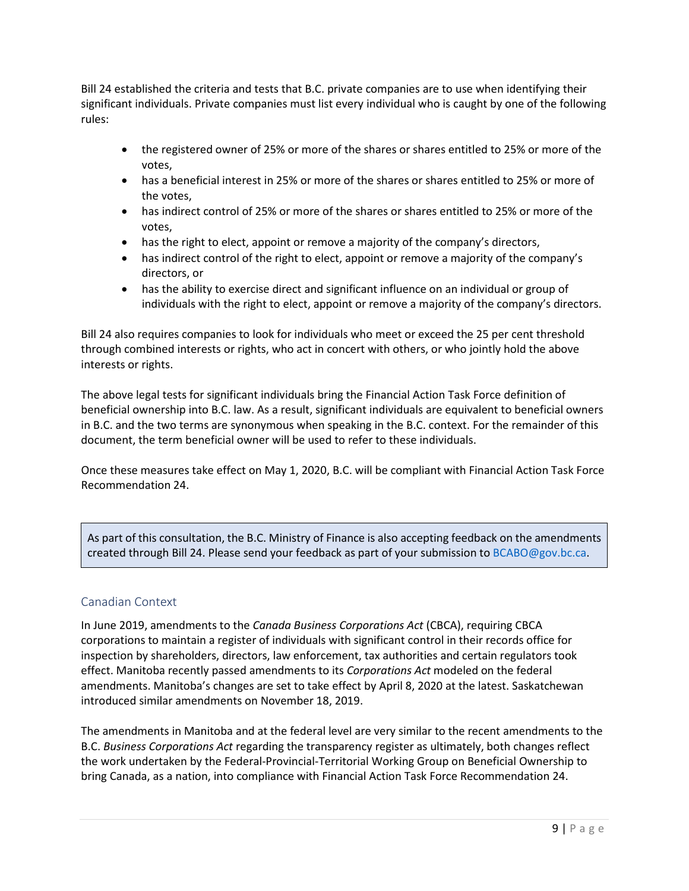Bill 24 established the criteria and tests that B.C. private companies are to use when identifying their significant individuals. Private companies must list every individual who is caught by one of the following rules:

- the registered owner of 25% or more of the shares or shares entitled to 25% or more of the votes,
- has a beneficial interest in 25% or more of the shares or shares entitled to 25% or more of the votes,
- has indirect control of 25% or more of the shares or shares entitled to 25% or more of the votes,
- has the right to elect, appoint or remove a majority of the company's directors,
- has indirect control of the right to elect, appoint or remove a majority of the company's directors, or
- has the ability to exercise direct and significant influence on an individual or group of individuals with the right to elect, appoint or remove a majority of the company's directors.

Bill 24 also requires companies to look for individuals who meet or exceed the 25 per cent threshold through combined interests or rights, who act in concert with others, or who jointly hold the above interests or rights.

The above legal tests for significant individuals bring the Financial Action Task Force definition of beneficial ownership into B.C. law. As a result, significant individuals are equivalent to beneficial owners in B.C. and the two terms are synonymous when speaking in the B.C. context. For the remainder of this document, the term beneficial owner will be used to refer to these individuals.

Once these measures take effect on May 1, 2020, B.C. will be compliant with Financial Action Task Force Recommendation 24.

> As part of this consultation, the B.C. Ministry of Finance is also accepting feedback on the amendments created through Bill 24. Please send your feedback as part of your submission to BCABO@gov.bc.ca.

## Canadian Context

In June 2019, amendments to the *Canada Business Corporations Act* (CBCA), requiring CBCA corporations to maintain a register of individuals with significant control in their records office for inspection by shareholders, directors, law enforcement, tax authorities and certain regulators took effect. Manitoba recently passed amendments to its *Corporations Act* modeled on the federal amendments. Manitoba's changes are set to take effect by April 8, 2020 at the latest. Saskatchewan introduced similar amendments on November 18, 2019.

The amendments in Manitoba and at the federal level are very similar to the recent amendments to the B.C. *Business Corporations Act* regarding the transparency register as ultimately, both changes reflect the work undertaken by the Federal-Provincial-Territorial Working Group on Beneficial Ownership to bring Canada, as a nation, into compliance with Financial Action Task Force Recommendation 24.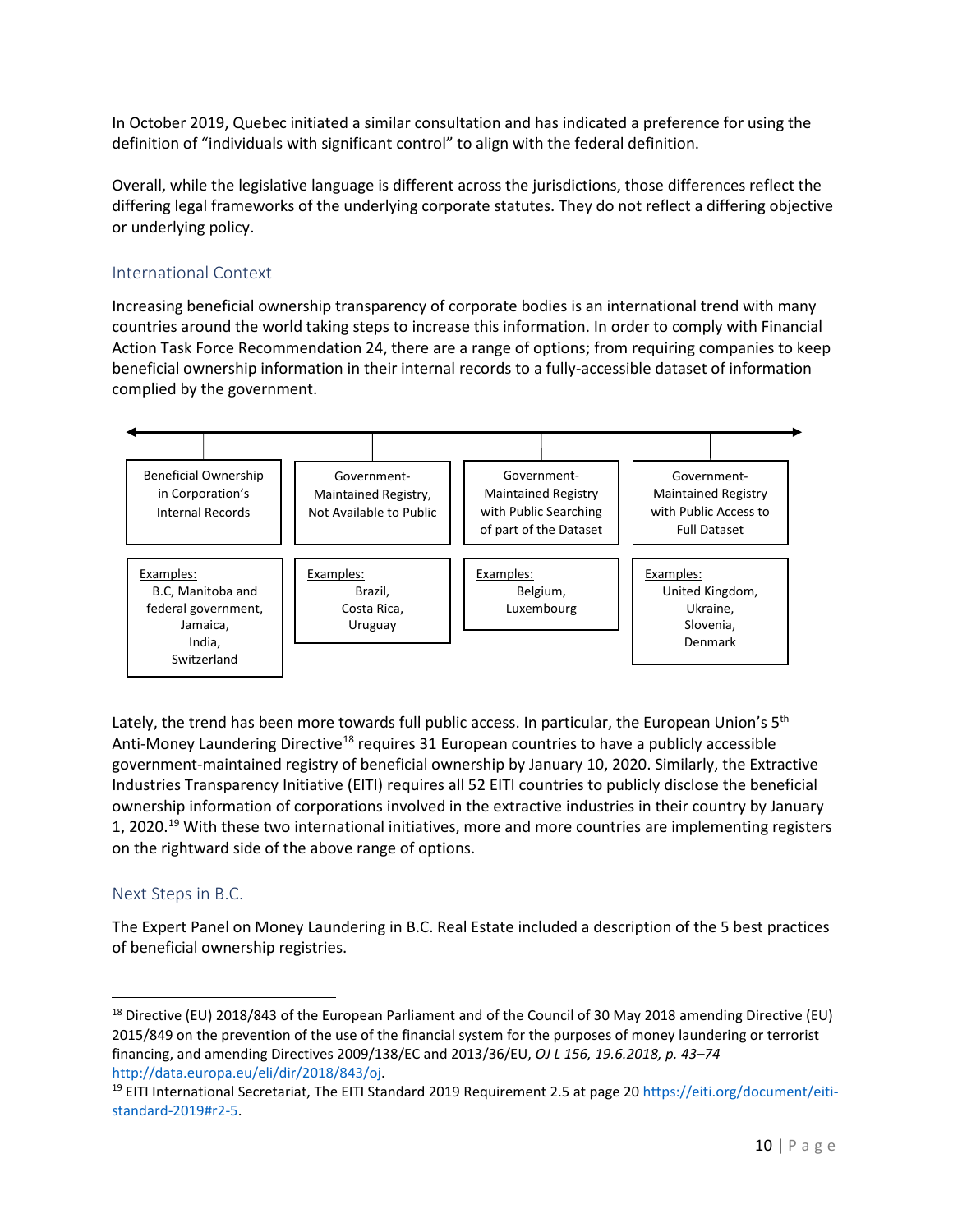In October 2019, Quebec initiated a similar consultation and has indicated a preference for using the definition of "individuals with significant control" to align with the federal definition.

Overall, while the legislative language is different across the jurisdictions, those differences reflect the differing legal frameworks of the underlying corporate statutes. They do not reflect a differing objective or underlying policy.

## International Context

Increasing beneficial ownership transparency of corporate bodies is an international trend with many countries around the world taking steps to increase this information. In order to comply with Financial Action Task Force Recommendation 24, there are a range of options; from requiring companies to keep beneficial ownership information in their internal records to a fully-accessible dataset of information complied by the government.

| Beneficial Ownership in Corporation's Internal Records | Government-Maintained Registry, Not Available to Public | Government-Maintained Registry with Public Searching of part of the Dataset | Government-Maintained Registry with Public Access to Full Dataset |
|---|---|---|---|
| Examples: B.C, Manitoba and federal government, Jamaica, India, Switzerland | Examples: Brazil, Costa Rica, Uruguay | Examples: Belgium, Luxembourg | Examples: United Kingdom, Ukraine, Slovenia, Denmark |

Lately, the trend has been more towards full public access. In particular, the European Union's 5th Anti-Money Laundering Directive[18] requires 31 European countries to have a publicly accessible government-maintained registry of beneficial ownership by January 10, 2020. Similarly, the Extractive Industries Transparency Initiative (EITI) requires all 52 EITI countries to publicly disclose the beneficial ownership information of corporations involved in the extractive industries in their country by January 1, 2020.[19] With these two international initiatives, more and more countries are implementing registers on the rightward side of the above range of options.

## Next Steps in B.C.

The Expert Panel on Money Laundering in B.C. Real Estate included a description of the 5 best practices of beneficial ownership registries.

---

[18] Directive (EU) 2018/843 of the European Parliament and of the Council of 30 May 2018 amending Directive (EU) 2015/849 on the prevention of the use of the financial system for the purposes of money laundering or terrorist financing, and amending Directives 2009/138/EC and 2013/36/EU, *OJ L 156, 19.6.2018, p. 43–74* http://data.europa.eu/eli/dir/2018/843/oj.

[19] EITI International Secretariat, The EITI Standard 2019 Requirement 2.5 at page 20 https://eiti.org/document/eiti-standard-2019#r2-5.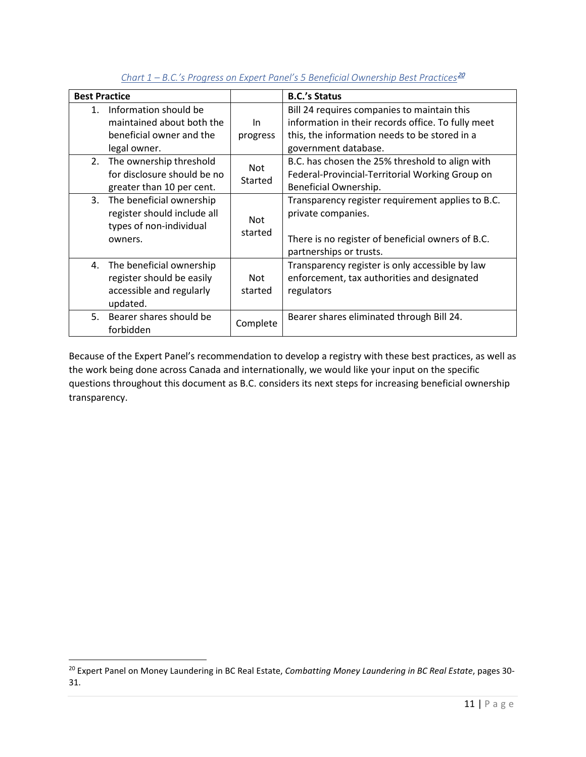*Chart 1 – B.C.'s Progress on Expert Panel's 5 Beneficial Ownership Best Practices*[20]

| Best Practice | | B.C.'s Status |
|---|---|---|
| 1. Information should be maintained about both the beneficial owner and the legal owner. | In progress | Bill 24 requires companies to maintain this information in their records office. To fully meet this, the information needs to be stored in a government database. |
| 2. The ownership threshold for disclosure should be no greater than 10 per cent. | Not Started | B.C. has chosen the 25% threshold to align with Federal-Provincial-Territorial Working Group on Beneficial Ownership. |
| 3. The beneficial ownership register should include all types of non-individual owners. | Not started | Transparency register requirement applies to B.C. private companies.<br><br>There is no register of beneficial owners of B.C. partnerships or trusts. |
| 4. The beneficial ownership register should be easily accessible and regularly updated. | Not started | Transparency register is only accessible by law enforcement, tax authorities and designated regulators |
| 5. Bearer shares should be forbidden | Complete | Bearer shares eliminated through Bill 24. |

Because of the Expert Panel's recommendation to develop a registry with these best practices, as well as the work being done across Canada and internationally, we would like your input on the specific questions throughout this document as B.C. considers its next steps for increasing beneficial ownership transparency.

[20] Expert Panel on Money Laundering in BC Real Estate, *Combatting Money Laundering in BC Real Estate*, pages 30-31.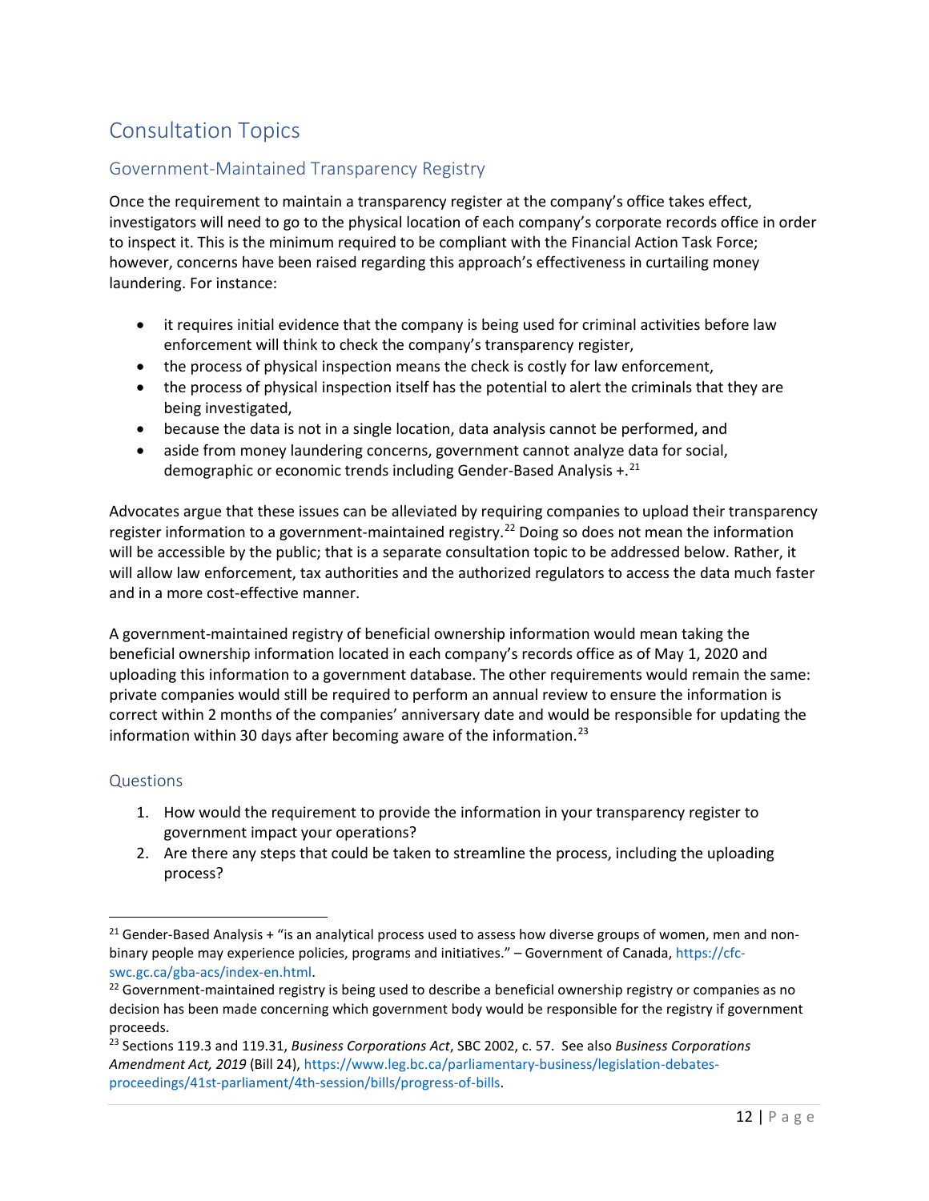# Consultation Topics

## Government-Maintained Transparency Registry

Once the requirement to maintain a transparency register at the company's office takes effect, investigators will need to go to the physical location of each company's corporate records office in order to inspect it. This is the minimum required to be compliant with the Financial Action Task Force; however, concerns have been raised regarding this approach's effectiveness in curtailing money laundering. For instance:

- it requires initial evidence that the company is being used for criminal activities before law enforcement will think to check the company's transparency register,
- the process of physical inspection means the check is costly for law enforcement,
- the process of physical inspection itself has the potential to alert the criminals that they are being investigated,
- because the data is not in a single location, data analysis cannot be performed, and
- aside from money laundering concerns, government cannot analyze data for social, demographic or economic trends including Gender-Based Analysis +.[21]

Advocates argue that these issues can be alleviated by requiring companies to upload their transparency register information to a government-maintained registry.[22] Doing so does not mean the information will be accessible by the public; that is a separate consultation topic to be addressed below. Rather, it will allow law enforcement, tax authorities and the authorized regulators to access the data much faster and in a more cost-effective manner.

A government-maintained registry of beneficial ownership information would mean taking the beneficial ownership information located in each company's records office as of May 1, 2020 and uploading this information to a government database. The other requirements would remain the same: private companies would still be required to perform an annual review to ensure the information is correct within 2 months of the companies' anniversary date and would be responsible for updating the information within 30 days after becoming aware of the information.[23]

### Questions

1. How would the requirement to provide the information in your transparency register to government impact your operations?
2. Are there any steps that could be taken to streamline the process, including the uploading process?

---

[21] Gender-Based Analysis + "is an analytical process used to assess how diverse groups of women, men and non-binary people may experience policies, programs and initiatives." – Government of Canada, https://cfc-swc.gc.ca/gba-acs/index-en.html.

[22] Government-maintained registry is being used to describe a beneficial ownership registry or companies as no decision has been made concerning which government body would be responsible for the registry if government proceeds.

[23] Sections 119.3 and 119.31, *Business Corporations Act*, SBC 2002, c. 57. See also *Business Corporations Amendment Act, 2019* (Bill 24), https://www.leg.bc.ca/parliamentary-business/legislation-debates-proceedings/41st-parliament/4th-session/bills/progress-of-bills.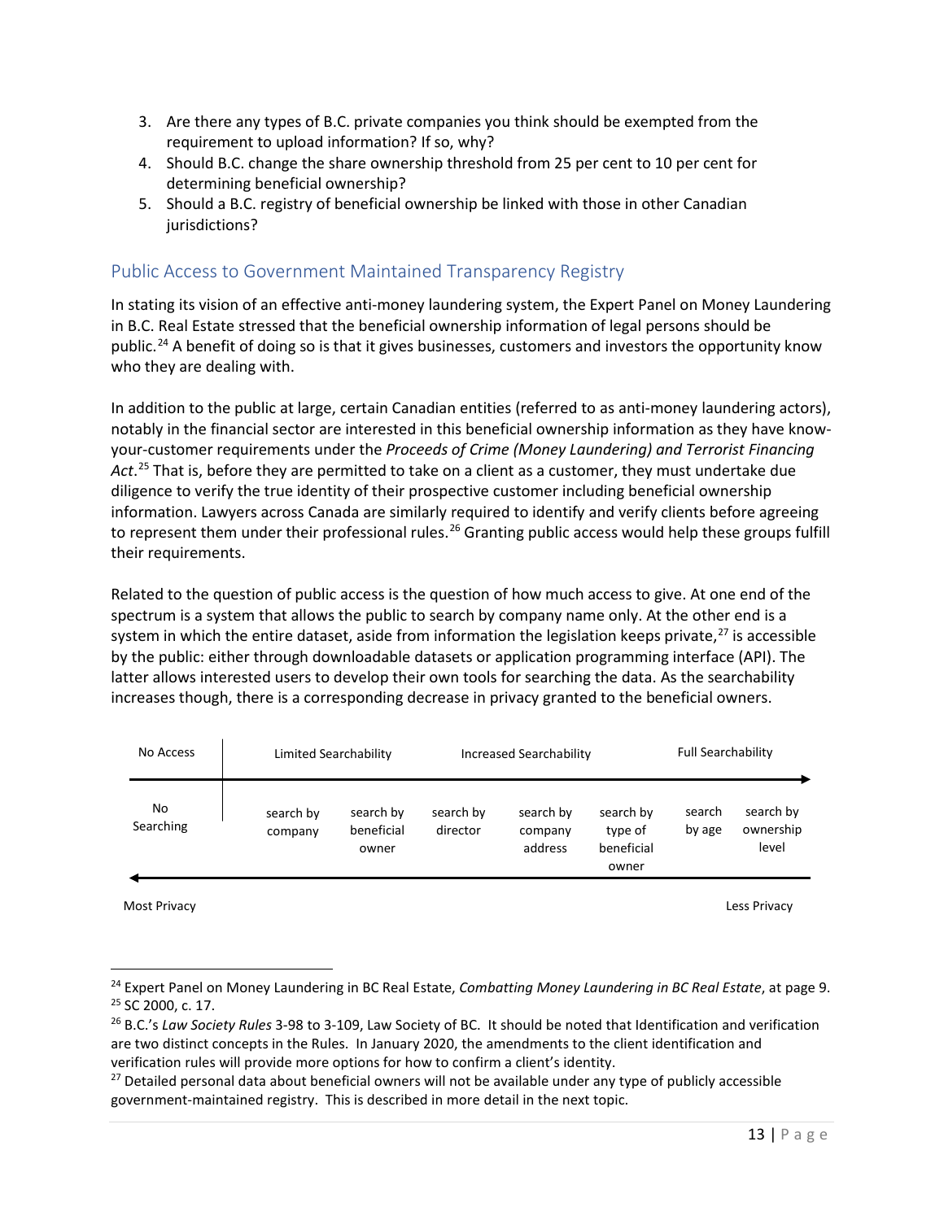3. Are there any types of B.C. private companies you think should be exempted from the requirement to upload information? If so, why?
4. Should B.C. change the share ownership threshold from 25 per cent to 10 per cent for determining beneficial ownership?
5. Should a B.C. registry of beneficial ownership be linked with those in other Canadian jurisdictions?

## Public Access to Government Maintained Transparency Registry

In stating its vision of an effective anti-money laundering system, the Expert Panel on Money Laundering in B.C. Real Estate stressed that the beneficial ownership information of legal persons should be public.[24] A benefit of doing so is that it gives businesses, customers and investors the opportunity know who they are dealing with.

In addition to the public at large, certain Canadian entities (referred to as anti-money laundering actors), notably in the financial sector are interested in this beneficial ownership information as they have know-your-customer requirements under the *Proceeds of Crime (Money Laundering) and Terrorist Financing Act*.[25] That is, before they are permitted to take on a client as a customer, they must undertake due diligence to verify the true identity of their prospective customer including beneficial ownership information. Lawyers across Canada are similarly required to identify and verify clients before agreeing to represent them under their professional rules.[26] Granting public access would help these groups fulfill their requirements.

Related to the question of public access is the question of how much access to give. At one end of the spectrum is a system that allows the public to search by company name only. At the other end is a system in which the entire dataset, aside from information the legislation keeps private,[27] is accessible by the public: either through downloadable datasets or application programming interface (API). The latter allows interested users to develop their own tools for searching the data. As the searchability increases though, there is a corresponding decrease in privacy granted to the beneficial owners.

| No Access | Limited Searchability | | Increased Searchability | | | Full Searchability | |
|---|---|---|---|---|---|---|---|
| No Searching | search by company | search by beneficial owner | search by director | search by company address | search by type of beneficial owner | search by age | search by ownership level |

Most Privacy ← → Less Privacy

---

[24] Expert Panel on Money Laundering in BC Real Estate, *Combatting Money Laundering in BC Real Estate*, at page 9.

[25] SC 2000, c. 17.

[26] B.C.'s *Law Society Rules* 3-98 to 3-109, Law Society of BC. It should be noted that Identification and verification are two distinct concepts in the Rules. In January 2020, the amendments to the client identification and verification rules will provide more options for how to confirm a client's identity.

[27] Detailed personal data about beneficial owners will not be available under any type of publicly accessible government-maintained registry. This is described in more detail in the next topic.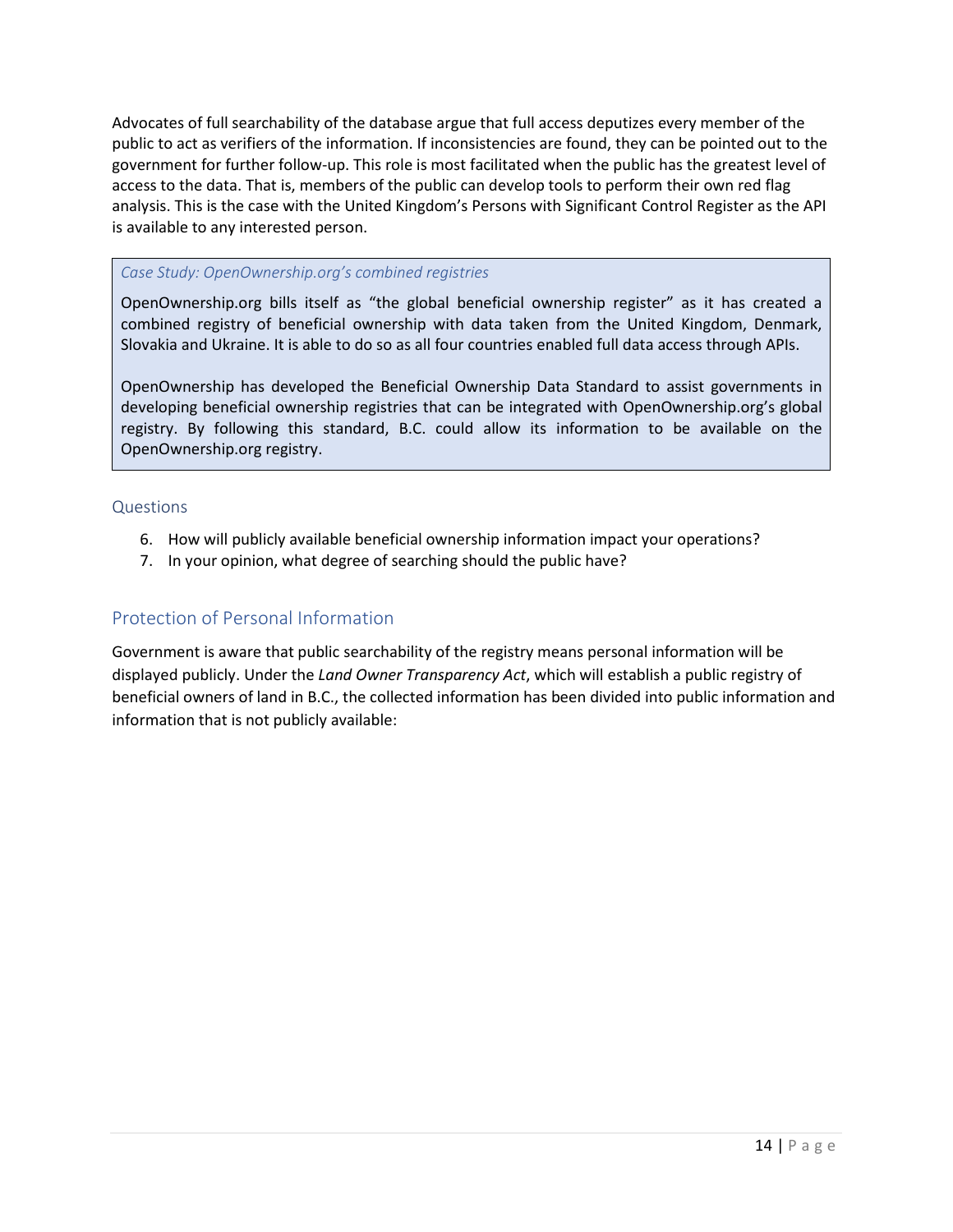Advocates of full searchability of the database argue that full access deputizes every member of the public to act as verifiers of the information. If inconsistencies are found, they can be pointed out to the government for further follow-up. This role is most facilitated when the public has the greatest level of access to the data. That is, members of the public can develop tools to perform their own red flag analysis. This is the case with the United Kingdom's Persons with Significant Control Register as the API is available to any interested person.

> *Case Study: OpenOwnership.org's combined registries*
>
> OpenOwnership.org bills itself as "the global beneficial ownership register" as it has created a combined registry of beneficial ownership with data taken from the United Kingdom, Denmark, Slovakia and Ukraine. It is able to do so as all four countries enabled full data access through APIs.
>
> OpenOwnership has developed the Beneficial Ownership Data Standard to assist governments in developing beneficial ownership registries that can be integrated with OpenOwnership.org's global registry. By following this standard, B.C. could allow its information to be available on the OpenOwnership.org registry.

### Questions

6. How will publicly available beneficial ownership information impact your operations?
7. In your opinion, what degree of searching should the public have?

## Protection of Personal Information

Government is aware that public searchability of the registry means personal information will be displayed publicly. Under the *Land Owner Transparency Act*, which will establish a public registry of beneficial owners of land in B.C., the collected information has been divided into public information and information that is not publicly available: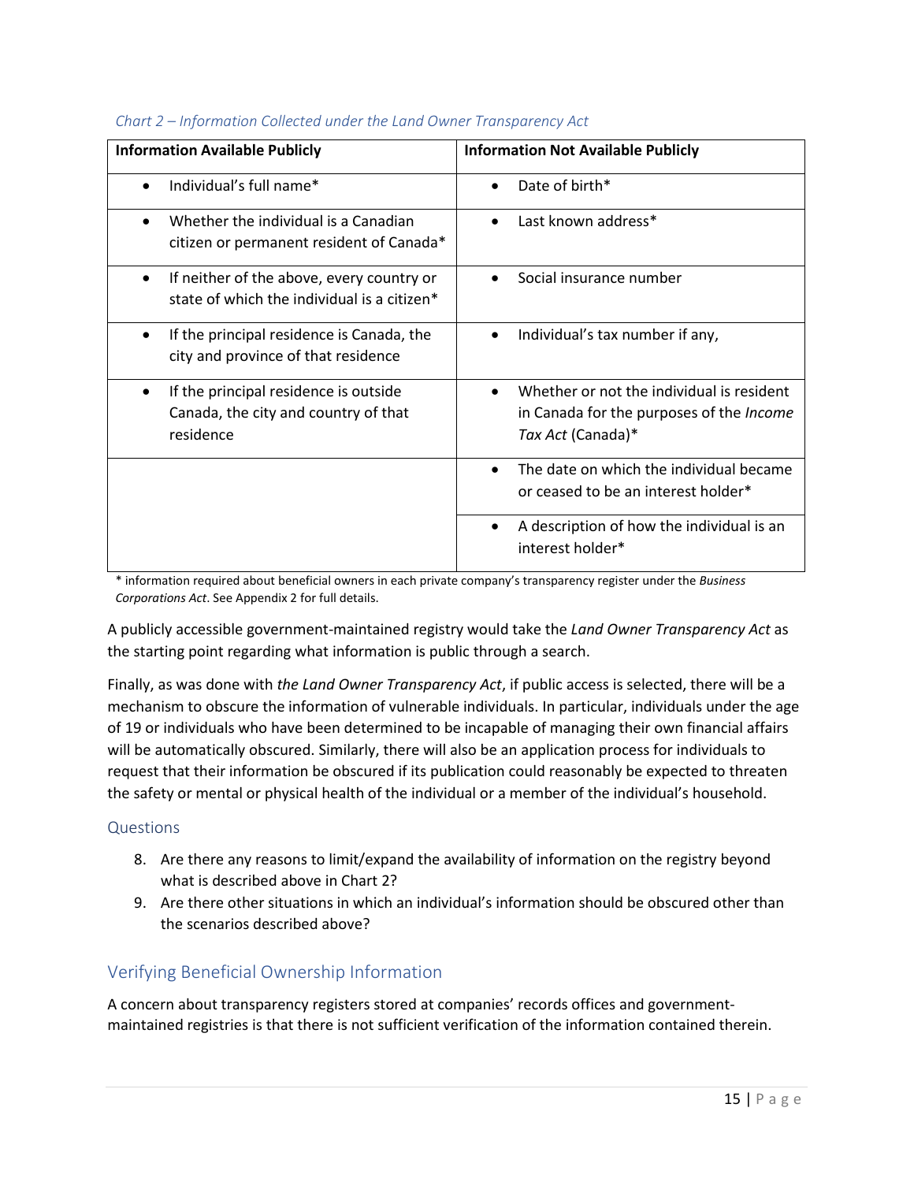*Chart 2 – Information Collected under the Land Owner Transparency Act*

| Information Available Publicly | Information Not Available Publicly |
|---|---|
| • Individual's full name* | • Date of birth* |
| • Whether the individual is a Canadian citizen or permanent resident of Canada* | • Last known address* |
| • If neither of the above, every country or state of which the individual is a citizen* | • Social insurance number |
| • If the principal residence is Canada, the city and province of that residence | • Individual's tax number if any, |
| • If the principal residence is outside Canada, the city and country of that residence | • Whether or not the individual is resident in Canada for the purposes of the *Income Tax Act* (Canada)* |
| | • The date on which the individual became or ceased to be an interest holder* |
| | • A description of how the individual is an interest holder* |

\* information required about beneficial owners in each private company's transparency register under the *Business Corporations Act*. See Appendix 2 for full details.

A publicly accessible government-maintained registry would take the *Land Owner Transparency Act* as the starting point regarding what information is public through a search.

Finally, as was done with *the Land Owner Transparency Act*, if public access is selected, there will be a mechanism to obscure the information of vulnerable individuals. In particular, individuals under the age of 19 or individuals who have been determined to be incapable of managing their own financial affairs will be automatically obscured. Similarly, there will also be an application process for individuals to request that their information be obscured if its publication could reasonably be expected to threaten the safety or mental or physical health of the individual or a member of the individual's household.

### Questions

8. Are there any reasons to limit/expand the availability of information on the registry beyond what is described above in Chart 2?
9. Are there other situations in which an individual's information should be obscured other than the scenarios described above?

## Verifying Beneficial Ownership Information

A concern about transparency registers stored at companies' records offices and government-maintained registries is that there is not sufficient verification of the information contained therein.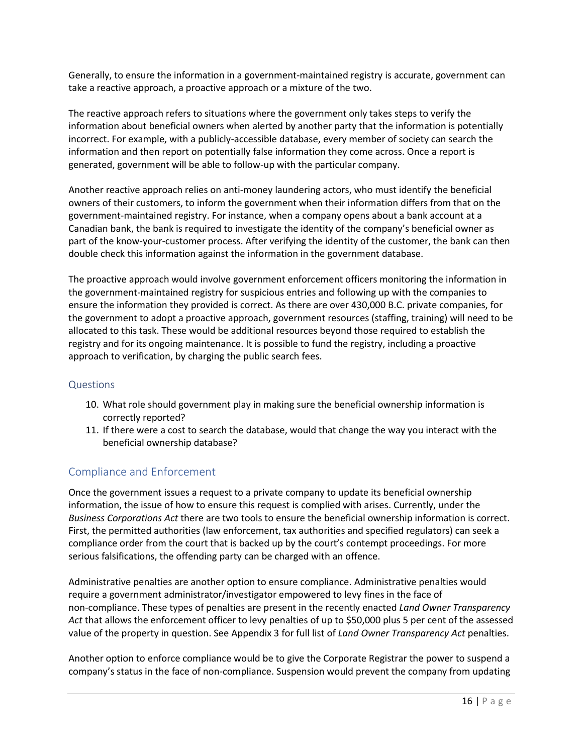Generally, to ensure the information in a government-maintained registry is accurate, government can take a reactive approach, a proactive approach or a mixture of the two.

The reactive approach refers to situations where the government only takes steps to verify the information about beneficial owners when alerted by another party that the information is potentially incorrect. For example, with a publicly-accessible database, every member of society can search the information and then report on potentially false information they come across. Once a report is generated, government will be able to follow-up with the particular company.

Another reactive approach relies on anti-money laundering actors, who must identify the beneficial owners of their customers, to inform the government when their information differs from that on the government-maintained registry. For instance, when a company opens about a bank account at a Canadian bank, the bank is required to investigate the identity of the company's beneficial owner as part of the know-your-customer process. After verifying the identity of the customer, the bank can then double check this information against the information in the government database.

The proactive approach would involve government enforcement officers monitoring the information in the government-maintained registry for suspicious entries and following up with the companies to ensure the information they provided is correct. As there are over 430,000 B.C. private companies, for the government to adopt a proactive approach, government resources (staffing, training) will need to be allocated to this task. These would be additional resources beyond those required to establish the registry and for its ongoing maintenance. It is possible to fund the registry, including a proactive approach to verification, by charging the public search fees.

### Questions

10. What role should government play in making sure the beneficial ownership information is correctly reported?
11. If there were a cost to search the database, would that change the way you interact with the beneficial ownership database?

## Compliance and Enforcement

Once the government issues a request to a private company to update its beneficial ownership information, the issue of how to ensure this request is complied with arises. Currently, under the *Business Corporations Act* there are two tools to ensure the beneficial ownership information is correct. First, the permitted authorities (law enforcement, tax authorities and specified regulators) can seek a compliance order from the court that is backed up by the court's contempt proceedings. For more serious falsifications, the offending party can be charged with an offence.

Administrative penalties are another option to ensure compliance. Administrative penalties would require a government administrator/investigator empowered to levy fines in the face of non-compliance. These types of penalties are present in the recently enacted *Land Owner Transparency Act* that allows the enforcement officer to levy penalties of up to $50,000 plus 5 per cent of the assessed value of the property in question. See Appendix 3 for full list of *Land Owner Transparency Act* penalties.

Another option to enforce compliance would be to give the Corporate Registrar the power to suspend a company's status in the face of non-compliance. Suspension would prevent the company from updating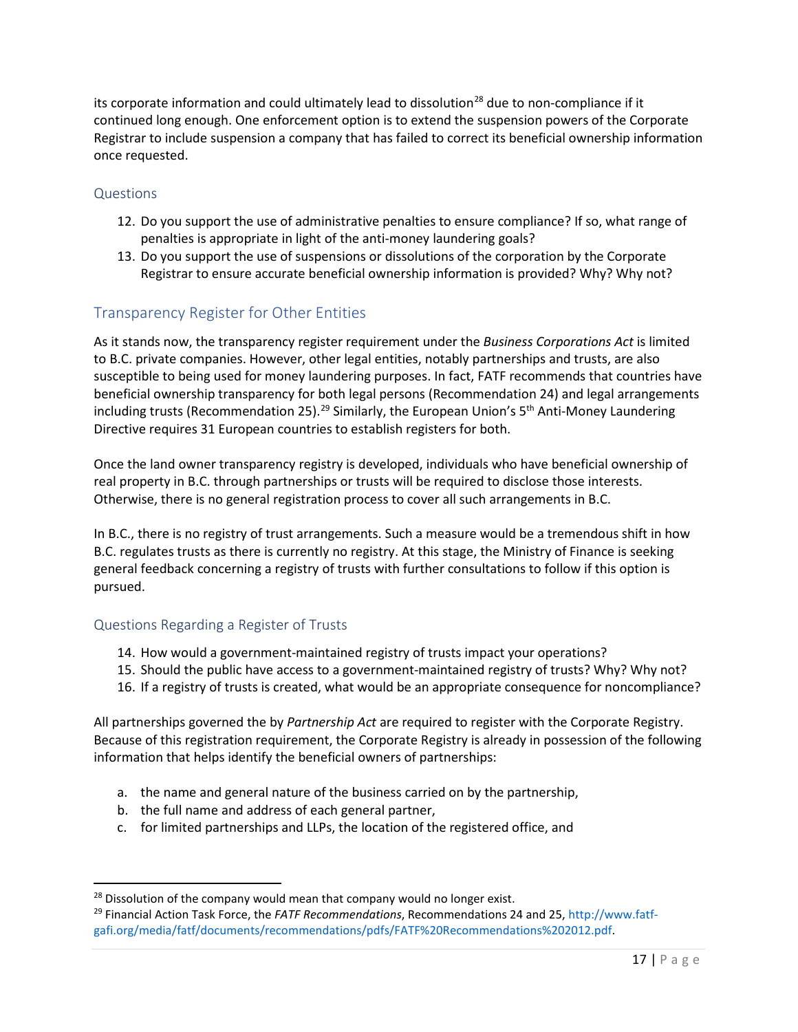its corporate information and could ultimately lead to dissolution[28] due to non-compliance if it continued long enough. One enforcement option is to extend the suspension powers of the Corporate Registrar to include suspension a company that has failed to correct its beneficial ownership information once requested.

### Questions

12. Do you support the use of administrative penalties to ensure compliance? If so, what range of penalties is appropriate in light of the anti-money laundering goals?
13. Do you support the use of suspensions or dissolutions of the corporation by the Corporate Registrar to ensure accurate beneficial ownership information is provided? Why? Why not?

## Transparency Register for Other Entities

As it stands now, the transparency register requirement under the *Business Corporations Act* is limited to B.C. private companies. However, other legal entities, notably partnerships and trusts, are also susceptible to being used for money laundering purposes. In fact, FATF recommends that countries have beneficial ownership transparency for both legal persons (Recommendation 24) and legal arrangements including trusts (Recommendation 25).[29] Similarly, the European Union's 5th Anti-Money Laundering Directive requires 31 European countries to establish registers for both.

Once the land owner transparency registry is developed, individuals who have beneficial ownership of real property in B.C. through partnerships or trusts will be required to disclose those interests. Otherwise, there is no general registration process to cover all such arrangements in B.C.

In B.C., there is no registry of trust arrangements. Such a measure would be a tremendous shift in how B.C. regulates trusts as there is currently no registry. At this stage, the Ministry of Finance is seeking general feedback concerning a registry of trusts with further consultations to follow if this option is pursued.

### Questions Regarding a Register of Trusts

14. How would a government-maintained registry of trusts impact your operations?
15. Should the public have access to a government-maintained registry of trusts? Why? Why not?
16. If a registry of trusts is created, what would be an appropriate consequence for noncompliance?

All partnerships governed the by *Partnership Act* are required to register with the Corporate Registry. Because of this registration requirement, the Corporate Registry is already in possession of the following information that helps identify the beneficial owners of partnerships:

a. the name and general nature of the business carried on by the partnership,
b. the full name and address of each general partner,
c. for limited partnerships and LLPs, the location of the registered office, and

[28] Dissolution of the company would mean that company would no longer exist.

[29] Financial Action Task Force, the *FATF Recommendations*, Recommendations 24 and 25, http://www.fatf-gafi.org/media/fatf/documents/recommendations/pdfs/FATF%20Recommendations%202012.pdf.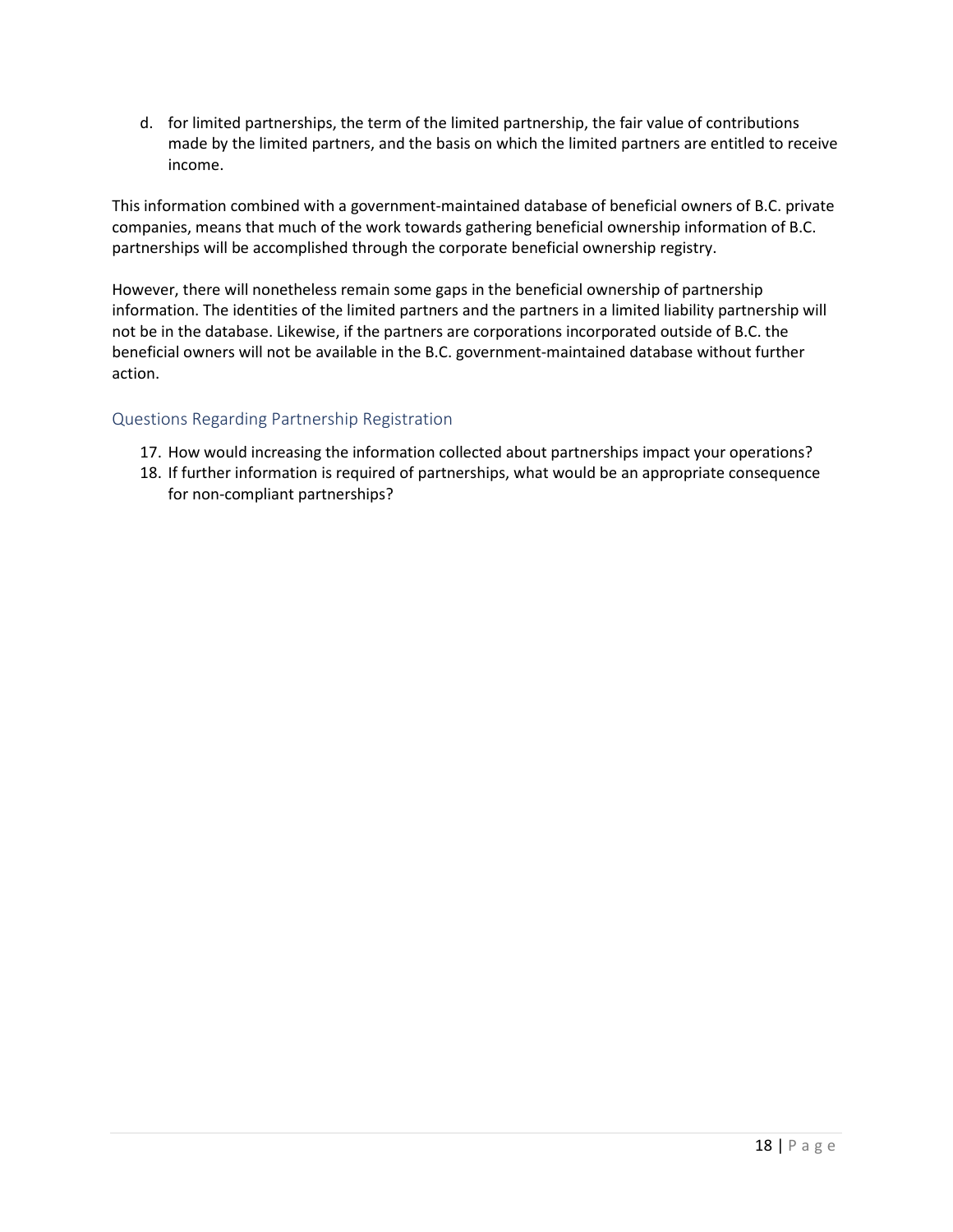d. for limited partnerships, the term of the limited partnership, the fair value of contributions made by the limited partners, and the basis on which the limited partners are entitled to receive income.

This information combined with a government-maintained database of beneficial owners of B.C. private companies, means that much of the work towards gathering beneficial ownership information of B.C. partnerships will be accomplished through the corporate beneficial ownership registry.

However, there will nonetheless remain some gaps in the beneficial ownership of partnership information. The identities of the limited partners and the partners in a limited liability partnership will not be in the database. Likewise, if the partners are corporations incorporated outside of B.C. the beneficial owners will not be available in the B.C. government-maintained database without further action.

## Questions Regarding Partnership Registration

17. How would increasing the information collected about partnerships impact your operations?
18. If further information is required of partnerships, what would be an appropriate consequence for non-compliant partnerships?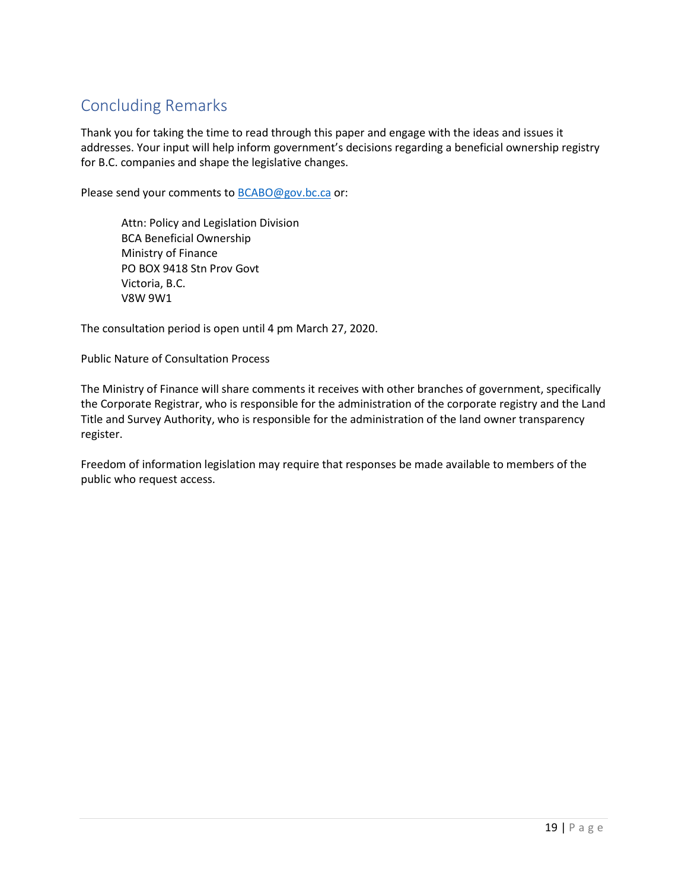## Concluding Remarks

Thank you for taking the time to read through this paper and engage with the ideas and issues it addresses. Your input will help inform government's decisions regarding a beneficial ownership registry for B.C. companies and shape the legislative changes.

Please send your comments to [BCABO@gov.bc.ca](mailto:BCABO@gov.bc.ca) or:

> Attn: Policy and Legislation Division
> BCA Beneficial Ownership
> Ministry of Finance
> PO BOX 9418 Stn Prov Govt
> Victoria, B.C.
> V8W 9W1

The consultation period is open until 4 pm March 27, 2020.

Public Nature of Consultation Process

The Ministry of Finance will share comments it receives with other branches of government, specifically the Corporate Registrar, who is responsible for the administration of the corporate registry and the Land Title and Survey Authority, who is responsible for the administration of the land owner transparency register.

Freedom of information legislation may require that responses be made available to members of the public who request access.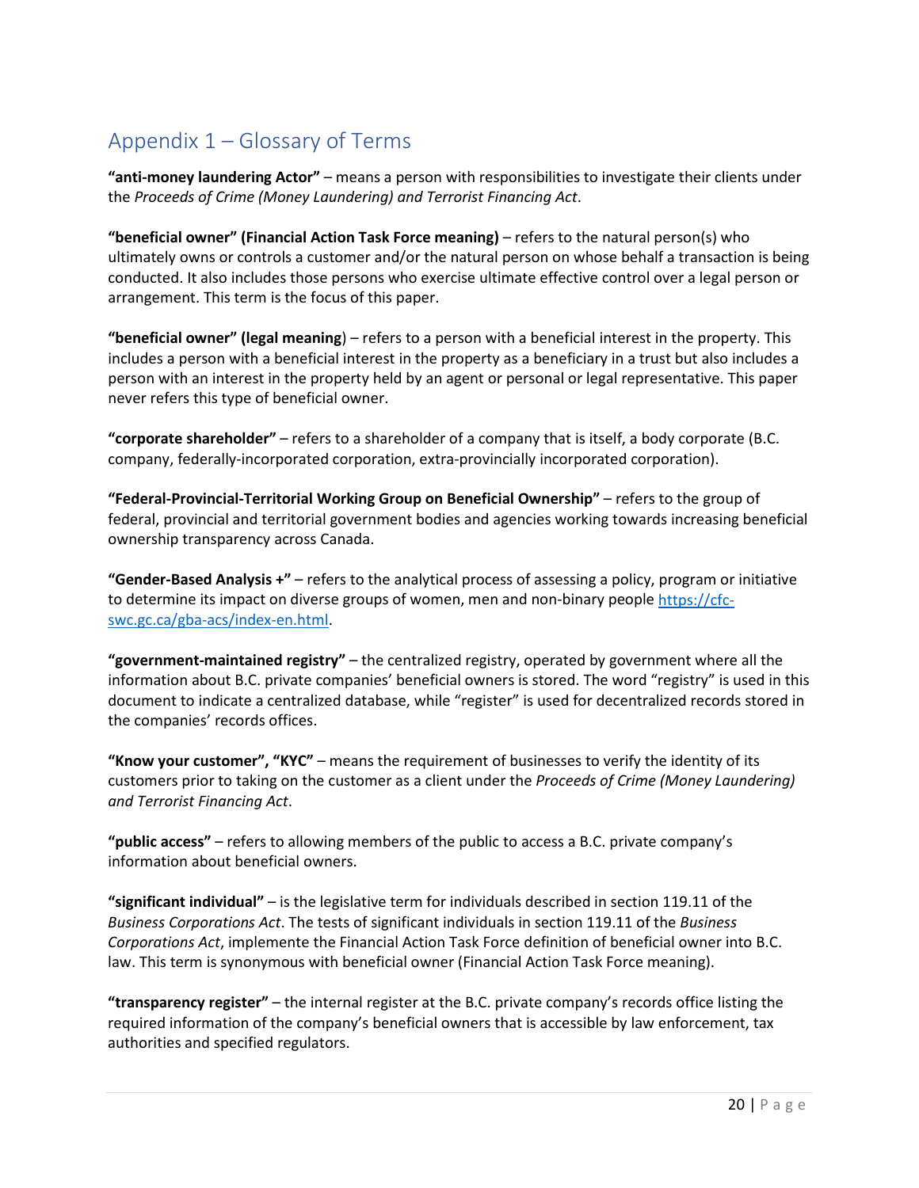## Appendix 1 – Glossary of Terms

**"anti-money laundering Actor"** – means a person with responsibilities to investigate their clients under the *Proceeds of Crime (Money Laundering) and Terrorist Financing Act*.

**"beneficial owner" (Financial Action Task Force meaning)** – refers to the natural person(s) who ultimately owns or controls a customer and/or the natural person on whose behalf a transaction is being conducted. It also includes those persons who exercise ultimate effective control over a legal person or arrangement. This term is the focus of this paper.

**"beneficial owner" (legal meaning**) – refers to a person with a beneficial interest in the property. This includes a person with a beneficial interest in the property as a beneficiary in a trust but also includes a person with an interest in the property held by an agent or personal or legal representative. This paper never refers this type of beneficial owner.

**"corporate shareholder"** – refers to a shareholder of a company that is itself, a body corporate (B.C. company, federally-incorporated corporation, extra-provincially incorporated corporation).

**"Federal-Provincial-Territorial Working Group on Beneficial Ownership"** – refers to the group of federal, provincial and territorial government bodies and agencies working towards increasing beneficial ownership transparency across Canada.

**"Gender-Based Analysis +"** – refers to the analytical process of assessing a policy, program or initiative to determine its impact on diverse groups of women, men and non-binary people [https://cfc-swc.gc.ca/gba-acs/index-en.html](https://cfc-swc.gc.ca/gba-acs/index-en.html).

**"government-maintained registry"** – the centralized registry, operated by government where all the information about B.C. private companies' beneficial owners is stored. The word "registry" is used in this document to indicate a centralized database, while "register" is used for decentralized records stored in the companies' records offices.

**"Know your customer", "KYC"** – means the requirement of businesses to verify the identity of its customers prior to taking on the customer as a client under the *Proceeds of Crime (Money Laundering) and Terrorist Financing Act*.

**"public access"** – refers to allowing members of the public to access a B.C. private company's information about beneficial owners.

**"significant individual"** – is the legislative term for individuals described in section 119.11 of the *Business Corporations Act*. The tests of significant individuals in section 119.11 of the *Business Corporations Act*, implemente the Financial Action Task Force definition of beneficial owner into B.C. law. This term is synonymous with beneficial owner (Financial Action Task Force meaning).

**"transparency register"** – the internal register at the B.C. private company's records office listing the required information of the company's beneficial owners that is accessible by law enforcement, tax authorities and specified regulators.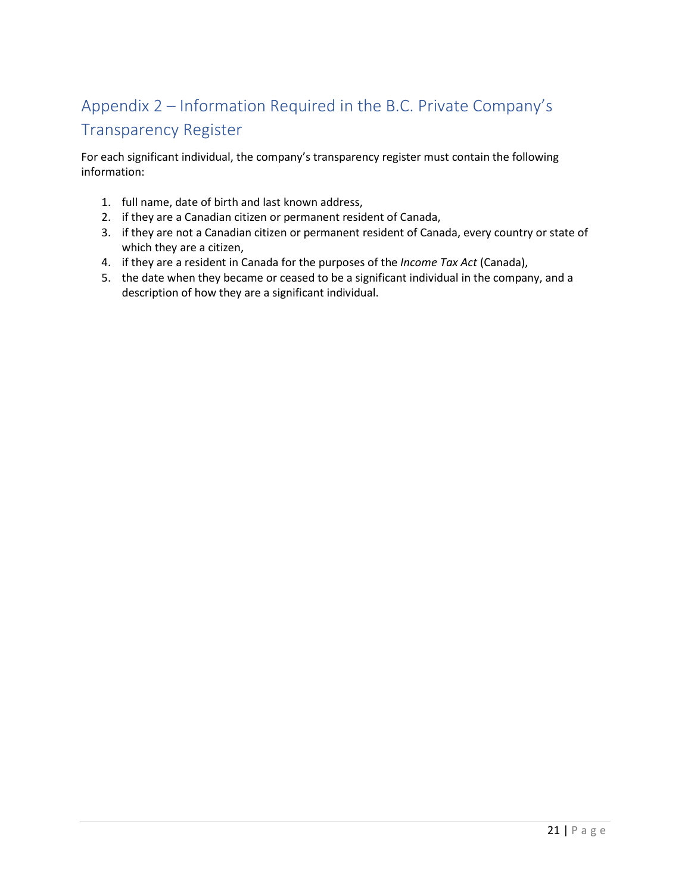## Appendix 2 – Information Required in the B.C. Private Company's Transparency Register

For each significant individual, the company's transparency register must contain the following information:

1. full name, date of birth and last known address,
2. if they are a Canadian citizen or permanent resident of Canada,
3. if they are not a Canadian citizen or permanent resident of Canada, every country or state of which they are a citizen,
4. if they are a resident in Canada for the purposes of the *Income Tax Act* (Canada),
5. the date when they became or ceased to be a significant individual in the company, and a description of how they are a significant individual.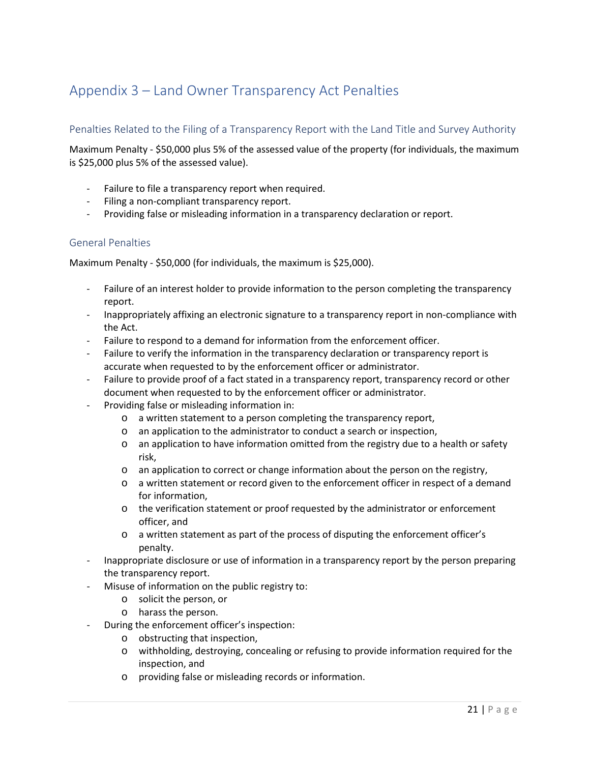# Appendix 3 – Land Owner Transparency Act Penalties

## Penalties Related to the Filing of a Transparency Report with the Land Title and Survey Authority

Maximum Penalty - $50,000 plus 5% of the assessed value of the property (for individuals, the maximum is $25,000 plus 5% of the assessed value).

- Failure to file a transparency report when required.
- Filing a non-compliant transparency report.
- Providing false or misleading information in a transparency declaration or report.

## General Penalties

Maximum Penalty - $50,000 (for individuals, the maximum is $25,000).

- Failure of an interest holder to provide information to the person completing the transparency report.
- Inappropriately affixing an electronic signature to a transparency report in non-compliance with the Act.
- Failure to respond to a demand for information from the enforcement officer.
- Failure to verify the information in the transparency declaration or transparency report is accurate when requested to by the enforcement officer or administrator.
- Failure to provide proof of a fact stated in a transparency report, transparency record or other document when requested to by the enforcement officer or administrator.
- Providing false or misleading information in:
  - a written statement to a person completing the transparency report,
  - an application to the administrator to conduct a search or inspection,
  - an application to have information omitted from the registry due to a health or safety risk,
  - an application to correct or change information about the person on the registry,
  - a written statement or record given to the enforcement officer in respect of a demand for information,
  - the verification statement or proof requested by the administrator or enforcement officer, and
  - a written statement as part of the process of disputing the enforcement officer's penalty.
- Inappropriate disclosure or use of information in a transparency report by the person preparing the transparency report.
- Misuse of information on the public registry to:
  - solicit the person, or
  - harass the person.
- During the enforcement officer's inspection:
  - obstructing that inspection,
  - withholding, destroying, concealing or refusing to provide information required for the inspection, and
  - providing false or misleading records or information.